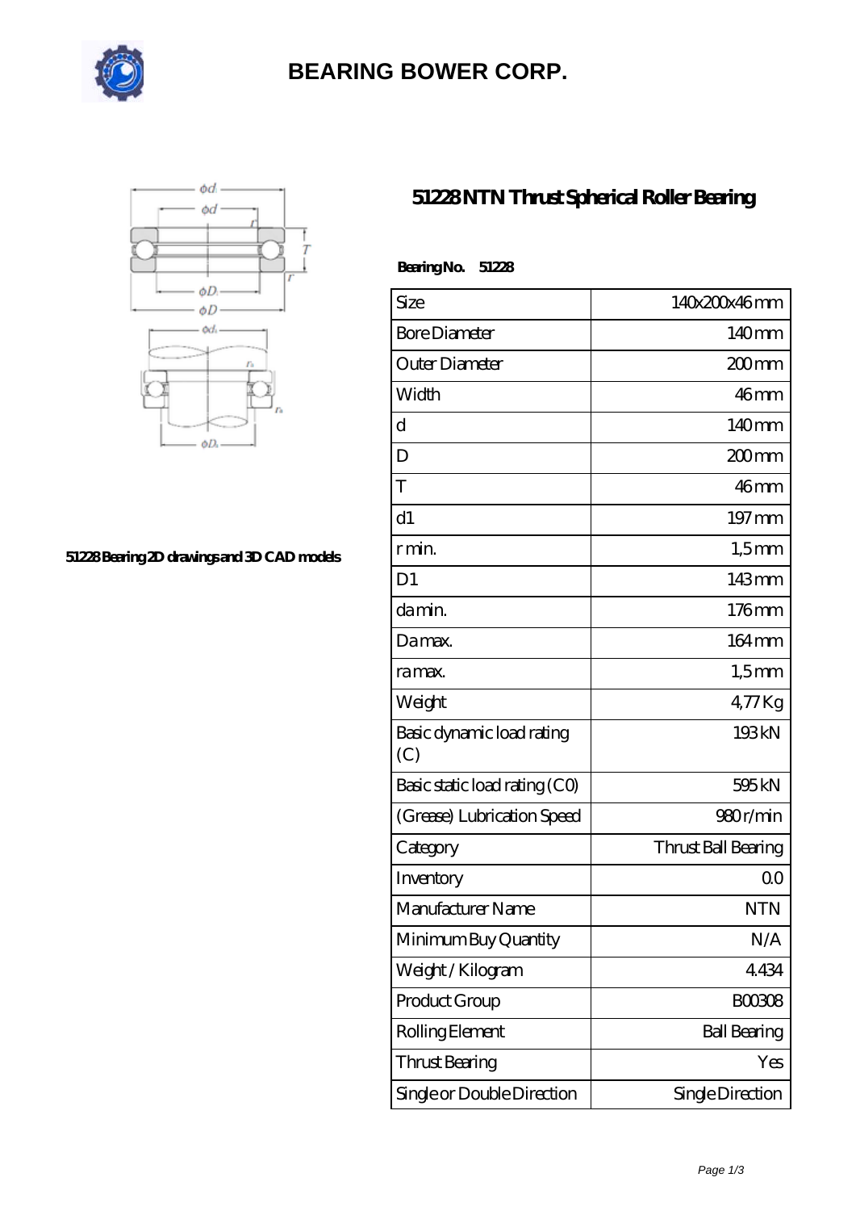# BEARING BOWER CORP.

51228 Bearing 2D drawings and 3D CAD models

## 51228 NTN Thrust Spherical Roller Bearing

**Bearing No. 51228**

| Size | 140x200x46 mm |
|---|---|
| Bore Diameter | 140 mm |
| Outer Diameter | 200 mm |
| Width | 46 mm |
| d | 140 mm |
| D | 200 mm |
| T | 46 mm |
| d1 | 197 mm |
| r min. | 1,5 mm |
| D1 | 143 mm |
| da min. | 176 mm |
| Da max. | 164 mm |
| ra max. | 1,5 mm |
| Weight | 4,77 Kg |
| Basic dynamic load rating (C) | 193 kN |
| Basic static load rating (C0) | 595 kN |
| (Grease) Lubrication Speed | 980 r/min |
| Category | Thrust Ball Bearing |
| Inventory | 0.0 |
| Manufacturer Name | NTN |
| Minimum Buy Quantity | N/A |
| Weight / Kilogram | 4.434 |
| Product Group | B00308 |
| Rolling Element | Ball Bearing |
| Thrust Bearing | Yes |
| Single or Double Direction | Single Direction |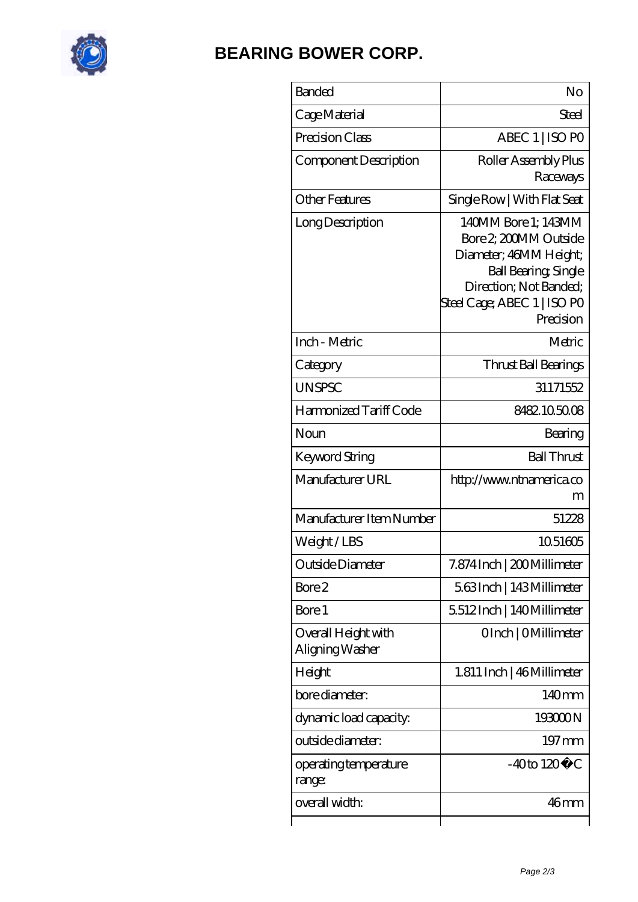# BEARING BOWER CORP.

| Banded | No |
|---|---|
| Cage Material | Steel |
| Precision Class | ABEC 1 \| ISO P0 |
| Component Description | Roller Assembly Plus Raceways |
| Other Features | Single Row \| With Flat Seat |
| Long Description | 140MM Bore 1; 143MM Bore 2; 200MM Outside Diameter; 46MM Height; Ball Bearing; Single Direction; Not Banded; Steel Cage; ABEC 1 \| ISO P0 Precision |
| Inch - Metric | Metric |
| Category | Thrust Ball Bearings |
| UNSPSC | 31171552 |
| Harmonized Tariff Code | 8482.10.50.08 |
| Noun | Bearing |
| Keyword String | Ball Thrust |
| Manufacturer URL | http://www.ntnamerica.com |
| Manufacturer Item Number | 51228 |
| Weight / LBS | 10.51605 |
| Outside Diameter | 7.874 Inch \| 200 Millimeter |
| Bore 2 | 5.63 Inch \| 143 Millimeter |
| Bore 1 | 5.512 Inch \| 140 Millimeter |
| Overall Height with Aligning Washer | 0 Inch \| 0 Millimeter |
| Height | 1.811 Inch \| 46 Millimeter |
| bore diameter: | 140 mm |
| dynamic load capacity: | 193000 N |
| outside diameter: | 197 mm |
| operating temperature range: | -40 to 120 �C |
| overall width: | 46 mm |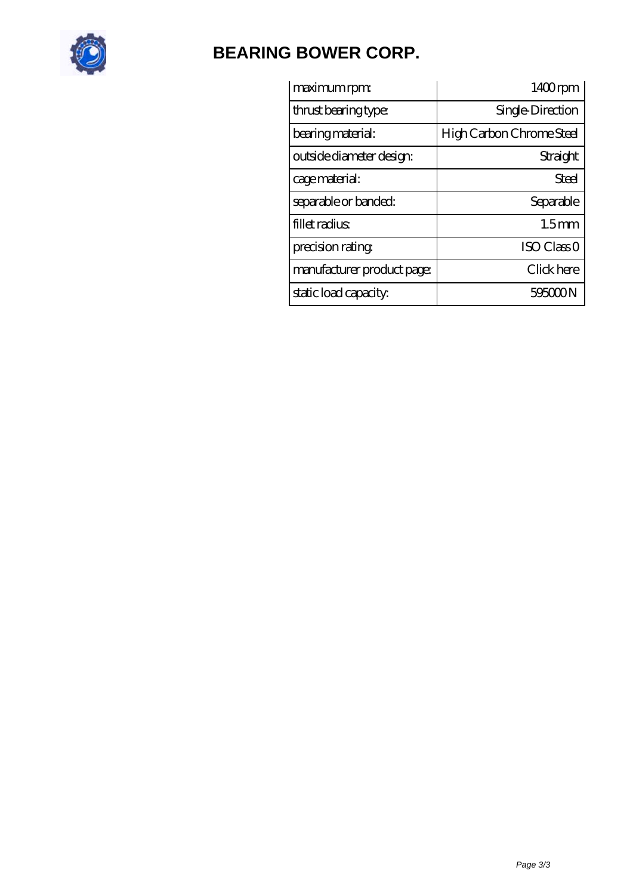# BEARING BOWER CORP.

| | |
|---|---|
| maximum rpm: | 1400 rpm |
| thrust bearing type: | Single-Direction |
| bearing material: | High Carbon Chrome Steel |
| outside diameter design: | Straight |
| cage material: | Steel |
| separable or banded: | Separable |
| fillet radius: | 1.5 mm |
| precision rating: | ISO Class 0 |
| manufacturer product page: | Click here |
| static load capacity: | 595000 N |